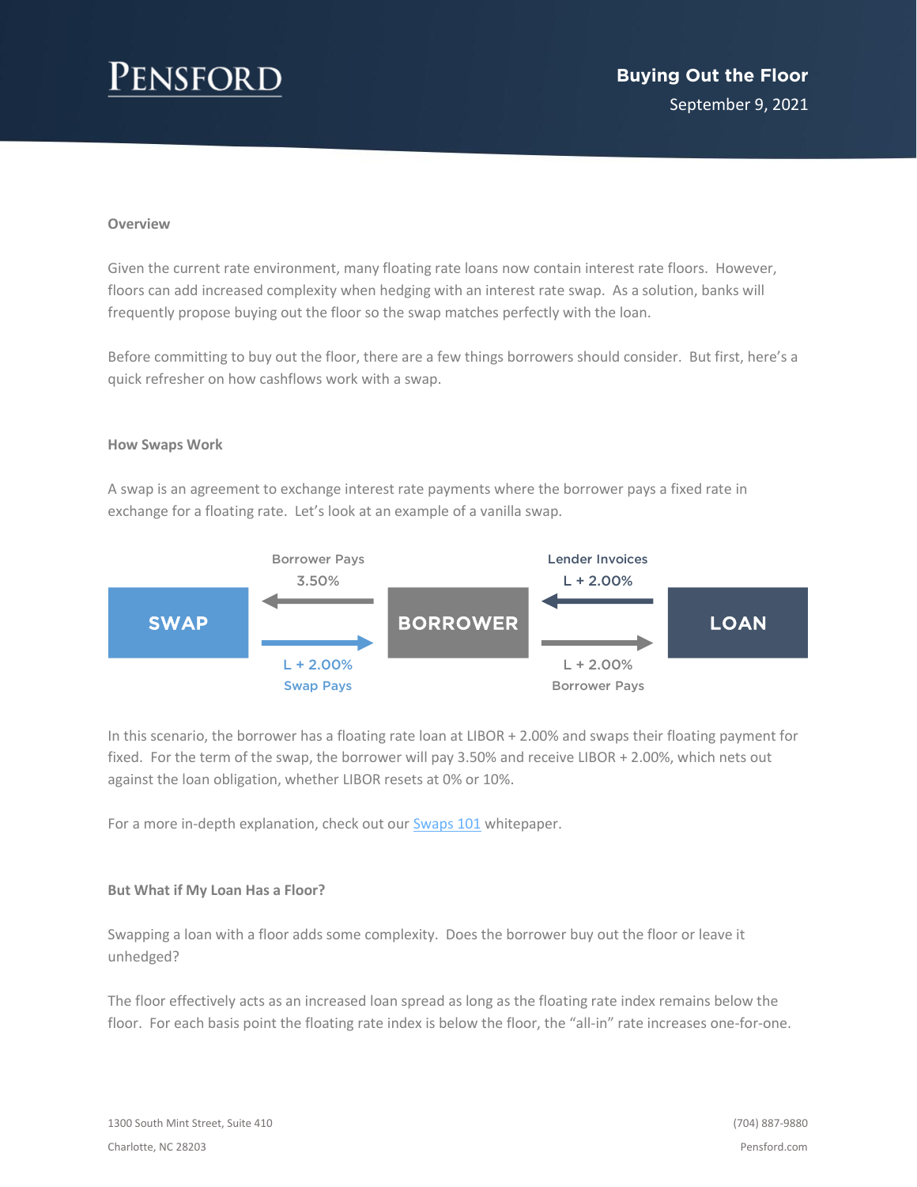# Buying Out the Floor

September 9, 2021

### Overview

Given the current rate environment, many floating rate loans now contain interest rate floors. However, floors can add increased complexity when hedging with an interest rate swap. As a solution, banks will frequently propose buying out the floor so the swap matches perfectly with the loan.

Before committing to buy out the floor, there are a few things borrowers should consider. But first, here's a quick refresher on how cashflows work with a swap.

### How Swaps Work

A swap is an agreement to exchange interest rate payments where the borrower pays a fixed rate in exchange for a floating rate. Let's look at an example of a vanilla swap.

SWAP ← Borrower Pays 3.50% ← BORROWER ← Lender Invoices L + 2.00% ← LOAN

SWAP → Swap Pays L + 2.00% → BORROWER → Borrower Pays L + 2.00% → LOAN

In this scenario, the borrower has a floating rate loan at LIBOR + 2.00% and swaps their floating payment for fixed. For the term of the swap, the borrower will pay 3.50% and receive LIBOR + 2.00%, which nets out against the loan obligation, whether LIBOR resets at 0% or 10%.

For a more in-depth explanation, check out our Swaps 101 whitepaper.

### But What if My Loan Has a Floor?

Swapping a loan with a floor adds some complexity. Does the borrower buy out the floor or leave it unhedged?

The floor effectively acts as an increased loan spread as long as the floating rate index remains below the floor. For each basis point the floating rate index is below the floor, the "all-in" rate increases one-for-one.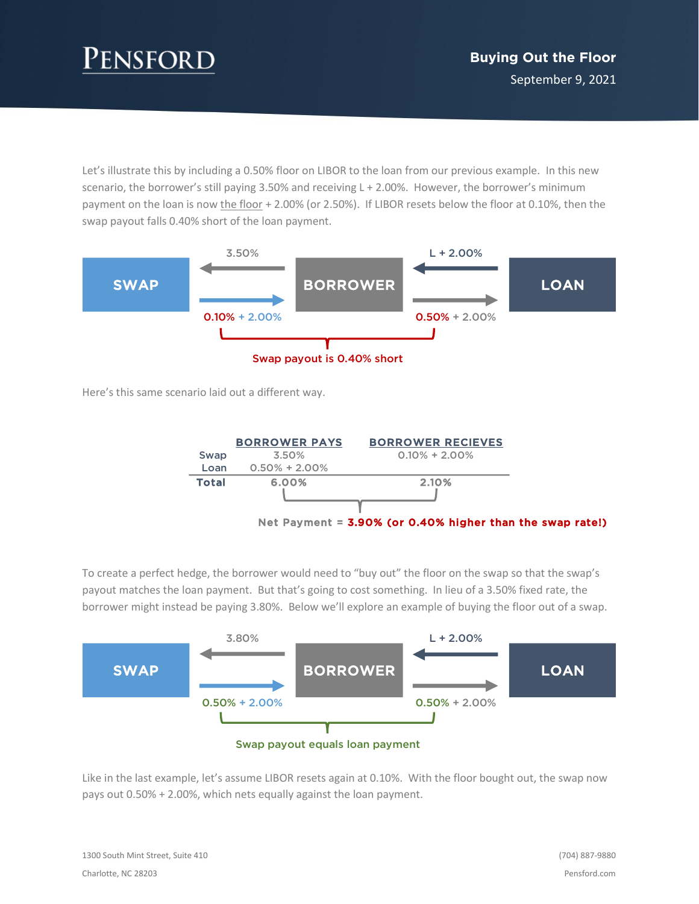Let's illustrate this by including a 0.50% floor on LIBOR to the loan from our previous example. In this new scenario, the borrower's still paying 3.50% and receiving L + 2.00%. However, the borrower's minimum payment on the loan is now the floor + 2.00% (or 2.50%). If LIBOR resets below the floor at 0.10%, then the swap payout falls 0.40% short of the loan payment.

SWAP ← 3.50% — BORROWER ← L + 2.00% — LOAN

SWAP — 0.10% + 2.00% → BORROWER — 0.50% + 2.00% → LOAN

Swap payout is 0.40% short

Here's this same scenario laid out a different way.

| | BORROWER PAYS | BORROWER RECIEVES |
|---|---|---|
| Swap | 3.50% | 0.10% + 2.00% |
| Loan | 0.50% + 2.00% | |
| **Total** | 6.00% | 2.10% |

Net Payment = **3.90% (or 0.40% higher than the swap rate!)**

To create a perfect hedge, the borrower would need to "buy out" the floor on the swap so that the swap's payout matches the loan payment. But that's going to cost something. In lieu of a 3.50% fixed rate, the borrower might instead be paying 3.80%. Below we'll explore an example of buying the floor out of a swap.

SWAP ← 3.80% — BORROWER ← L + 2.00% — LOAN

SWAP — 0.50% + 2.00% → BORROWER — 0.50% + 2.00% → LOAN

Swap payout equals loan payment

Like in the last example, let's assume LIBOR resets again at 0.10%. With the floor bought out, the swap now pays out 0.50% + 2.00%, which nets equally against the loan payment.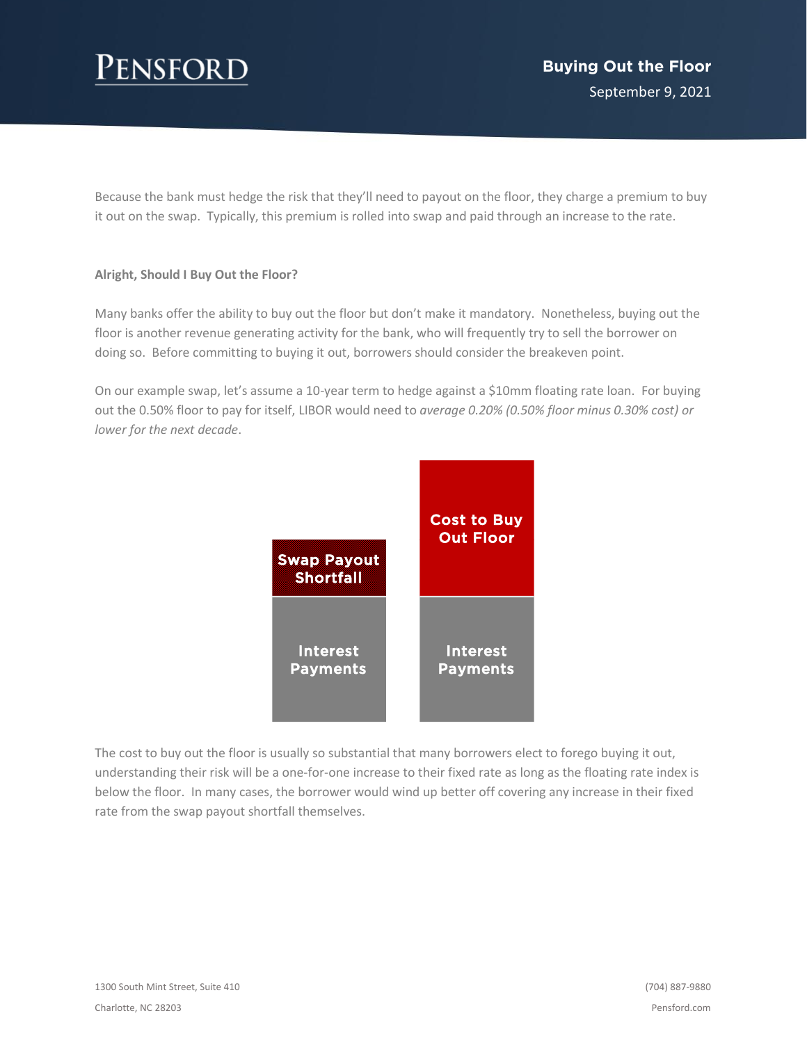Because the bank must hedge the risk that they'll need to payout on the floor, they charge a premium to buy it out on the swap. Typically, this premium is rolled into swap and paid through an increase to the rate.

**Alright, Should I Buy Out the Floor?**

Many banks offer the ability to buy out the floor but don't make it mandatory. Nonetheless, buying out the floor is another revenue generating activity for the bank, who will frequently try to sell the borrower on doing so. Before committing to buying it out, borrowers should consider the breakeven point.

On our example swap, let's assume a 10-year term to hedge against a $10mm floating rate loan. For buying out the 0.50% floor to pay for itself, LIBOR would need to *average 0.20% (0.50% floor minus 0.30% cost) or lower for the next decade*.

Swap Payout Shortfall

Interest Payments

Cost to Buy Out Floor

Interest Payments

The cost to buy out the floor is usually so substantial that many borrowers elect to forego buying it out, understanding their risk will be a one-for-one increase to their fixed rate as long as the floating rate index is below the floor. In many cases, the borrower would wind up better off covering any increase in their fixed rate from the swap payout shortfall themselves.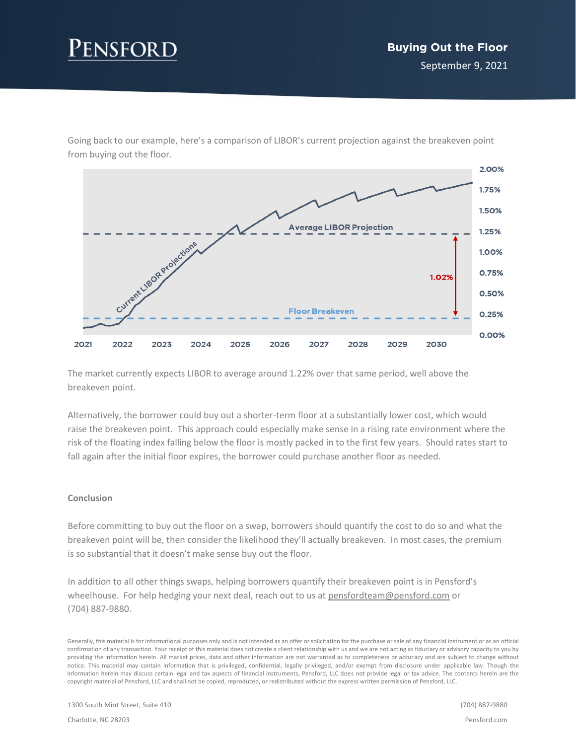Going back to our example, here's a comparison of LIBOR's current projection against the breakeven point from buying out the floor.

Current LIBOR Projections
Average LIBOR Projection
1.02%
Floor Breakeven
2.00%
1.75%
1.50%
1.25%
1.00%
0.75%
0.50%
0.25%
0.00%
2021 2022 2023 2024 2025 2026 2027 2028 2029 2030

The market currently expects LIBOR to average around 1.22% over that same period, well above the breakeven point.

Alternatively, the borrower could buy out a shorter-term floor at a substantially lower cost, which would raise the breakeven point. This approach could especially make sense in a rising rate environment where the risk of the floating index falling below the floor is mostly packed in to the first few years. Should rates start to fall again after the initial floor expires, the borrower could purchase another floor as needed.

### Conclusion

Before committing to buy out the floor on a swap, borrowers should quantify the cost to do so and what the breakeven point will be, then consider the likelihood they'll actually breakeven. In most cases, the premium is so substantial that it doesn't make sense buy out the floor.

In addition to all other things swaps, helping borrowers quantify their breakeven point is in Pensford's wheelhouse. For help hedging your next deal, reach out to us at pensfordteam@pensford.com or (704) 887-9880.

Generally, this material is for informational purposes only and is not intended as an offer or solicitation for the purchase or sale of any financial instrument or as an official confirmation of any transaction. Your receipt of this material does not create a client relationship with us and we are not acting as fiduciary or advisory capacity to you by providing the information herein. All market prices, data and other information are not warranted as to completeness or accuracy and are subject to change without notice. This material may contain information that is privileged, confidential, legally privileged, and/or exempt from disclosure under applicable law. Though the information herein may discuss certain legal and tax aspects of financial instruments, Pensford, LLC does not provide legal or tax advice. The contents herein are the copyright material of Pensford, LLC and shall not be copied, reproduced, or redistributed without the express written permission of Pensford, LLC.

1300 South Mint Street, Suite 410
Charlotte, NC 28203

(704) 887-9880
Pensford.com